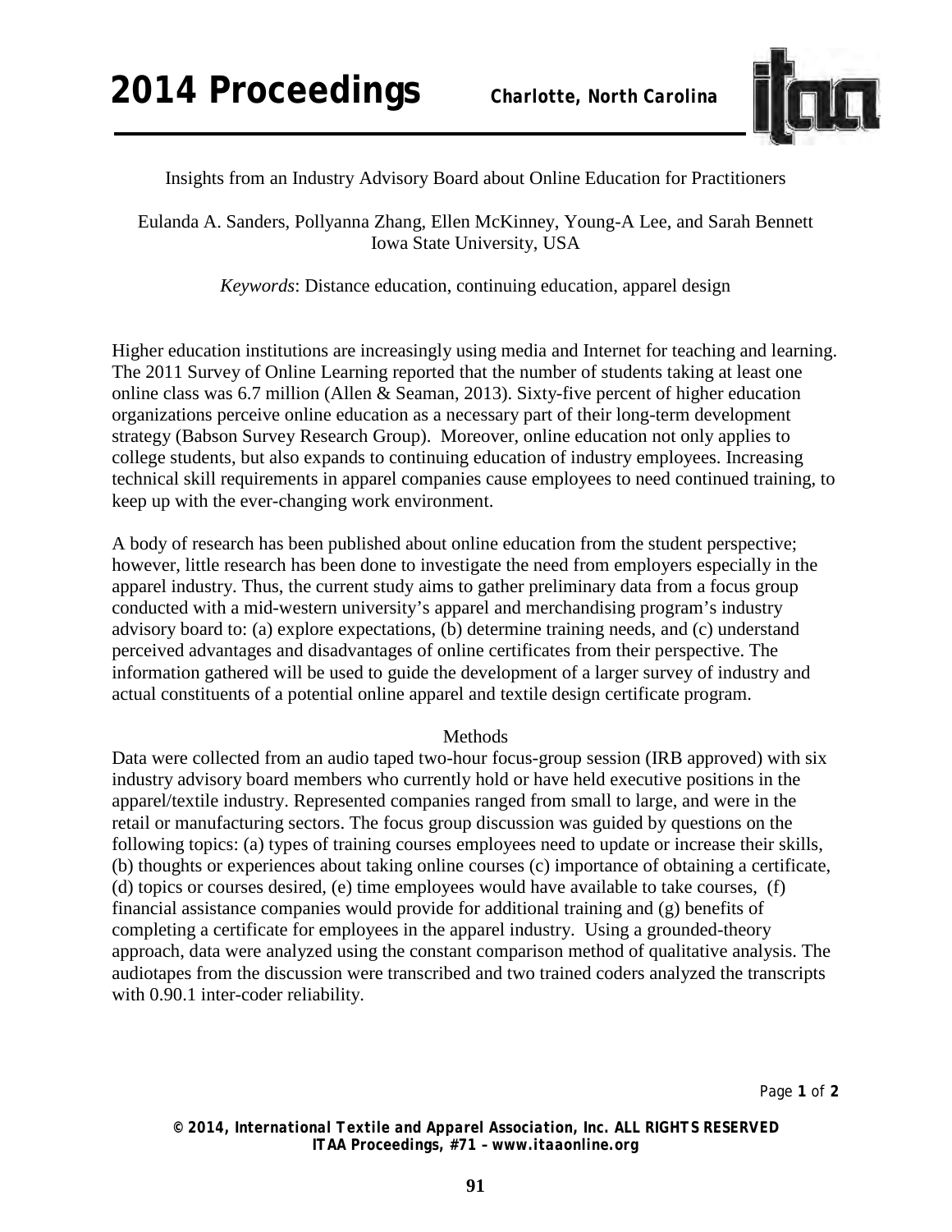# Insights from an Industry Advisory Board about Online Education for Practitioners

Eulanda A. Sanders, Pollyanna Zhang, Ellen McKinney, Young-A Lee, and Sarah Bennett
Iowa State University, USA

*Keywords*: Distance education, continuing education, apparel design

Higher education institutions are increasingly using media and Internet for teaching and learning. The 2011 Survey of Online Learning reported that the number of students taking at least one online class was 6.7 million (Allen & Seaman, 2013). Sixty-five percent of higher education organizations perceive online education as a necessary part of their long-term development strategy (Babson Survey Research Group). Moreover, online education not only applies to college students, but also expands to continuing education of industry employees. Increasing technical skill requirements in apparel companies cause employees to need continued training, to keep up with the ever-changing work environment.

A body of research has been published about online education from the student perspective; however, little research has been done to investigate the need from employers especially in the apparel industry. Thus, the current study aims to gather preliminary data from a focus group conducted with a mid-western university's apparel and merchandising program's industry advisory board to: (a) explore expectations, (b) determine training needs, and (c) understand perceived advantages and disadvantages of online certificates from their perspective. The information gathered will be used to guide the development of a larger survey of industry and actual constituents of a potential online apparel and textile design certificate program.

## Methods

Data were collected from an audio taped two-hour focus-group session (IRB approved) with six industry advisory board members who currently hold or have held executive positions in the apparel/textile industry. Represented companies ranged from small to large, and were in the retail or manufacturing sectors. The focus group discussion was guided by questions on the following topics: (a) types of training courses employees need to update or increase their skills, (b) thoughts or experiences about taking online courses (c) importance of obtaining a certificate, (d) topics or courses desired, (e) time employees would have available to take courses, (f) financial assistance companies would provide for additional training and (g) benefits of completing a certificate for employees in the apparel industry. Using a grounded-theory approach, data were analyzed using the constant comparison method of qualitative analysis. The audiotapes from the discussion were transcribed and two trained coders analyzed the transcripts with 0.90.1 inter-coder reliability.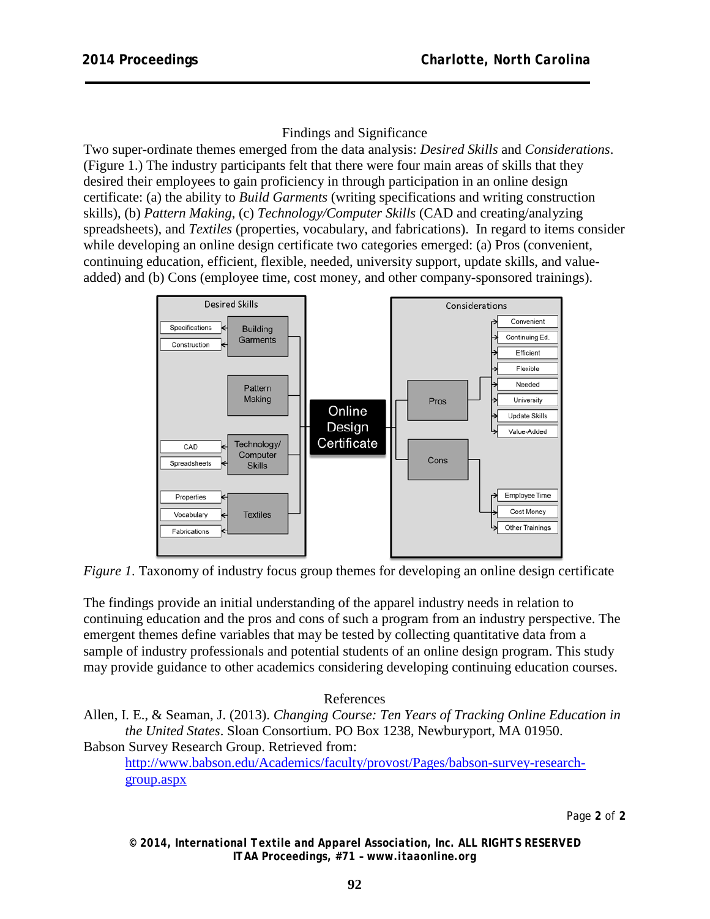## Findings and Significance

Two super-ordinate themes emerged from the data analysis: *Desired Skills* and *Considerations*. (Figure 1.) The industry participants felt that there were four main areas of skills that they desired their employees to gain proficiency in through participation in an online design certificate: (a) the ability to *Build Garments* (writing specifications and writing construction skills), (b) *Pattern Making*, (c) *Technology/Computer Skills* (CAD and creating/analyzing spreadsheets), and *Textiles* (properties, vocabulary, and fabrications). In regard to items consider while developing an online design certificate two categories emerged: (a) Pros (convenient, continuing education, efficient, flexible, needed, university support, update skills, and value-added) and (b) Cons (employee time, cost money, and other company-sponsored trainings).

Desired Skills
Specifications
Construction
Building Garments
Pattern Making
CAD
Spreadsheets
Technology/ Computer Skills
Properties
Vocabulary
Fabrications
Textiles
Online Design Certificate
Considerations
Pros
Convenient
Continuing Ed.
Efficient
Flexible
Needed
University
Update Skills
Value-Added
Cons
Employee Time
Cost Money
Other Trainings

*Figure 1*. Taxonomy of industry focus group themes for developing an online design certificate

The findings provide an initial understanding of the apparel industry needs in relation to continuing education and the pros and cons of such a program from an industry perspective. The emergent themes define variables that may be tested by collecting quantitative data from a sample of industry professionals and potential students of an online design program. This study may provide guidance to other academics considering developing continuing education courses.

## References

Allen, I. E., & Seaman, J. (2013). *Changing Course: Ten Years of Tracking Online Education in the United States*. Sloan Consortium. PO Box 1238, Newburyport, MA 01950.

Babson Survey Research Group. Retrieved from: http://www.babson.edu/Academics/faculty/provost/Pages/babson-survey-research-group.aspx

© 2014, International Textile and Apparel Association, Inc. ALL RIGHTS RESERVED
ITAA Proceedings, #71 – www.itaaonline.org